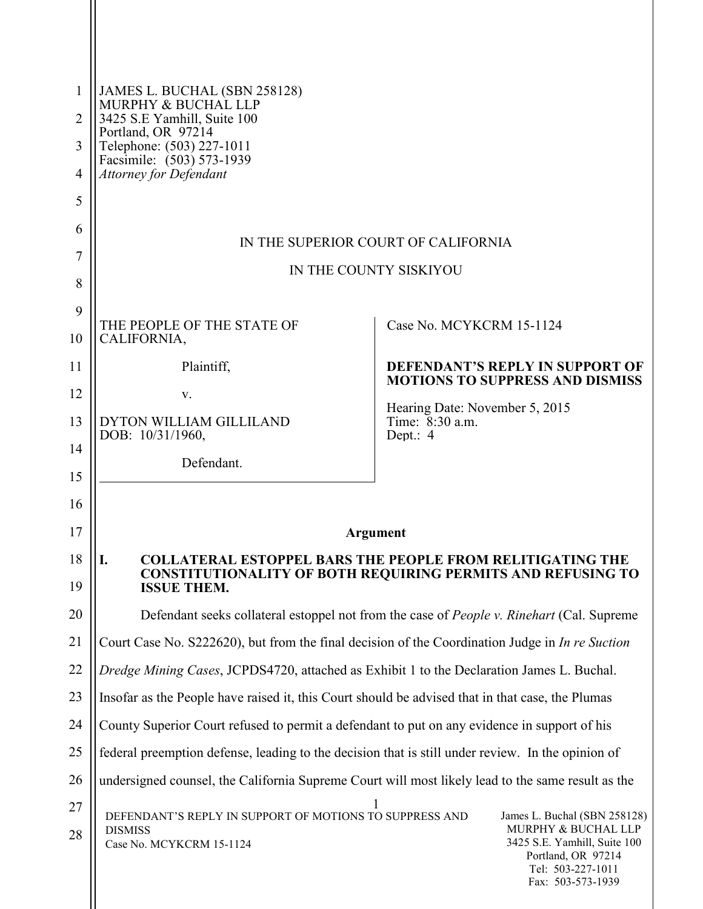JAMES L. BUCHAL (SBN 258128)
MURPHY & BUCHAL LLP
3425 S.E Yamhill, Suite 100
Portland, OR 97214
Telephone: (503) 227-1011
Facsimile: (503) 573-1939
*Attorney for Defendant*

IN THE SUPERIOR COURT OF CALIFORNIA

IN THE COUNTY SISKIYOU

| THE PEOPLE OF THE STATE OF CALIFORNIA,<br><br>Plaintiff,<br><br>v.<br><br>DYTON WILLIAM GILLILAND<br>DOB: 10/31/1960,<br><br>Defendant. | Case No. MCYKCRM 15-1124<br><br>**DEFENDANT'S REPLY IN SUPPORT OF MOTIONS TO SUPPRESS AND DISMISS**<br><br>Hearing Date: November 5, 2015<br>Time: 8:30 a.m.<br>Dept.: 4 |
|---|---|

## Argument

### I. COLLATERAL ESTOPPEL BARS THE PEOPLE FROM RELITIGATING THE CONSTITUTIONALITY OF BOTH REQUIRING PERMITS AND REFUSING TO ISSUE THEM.

Defendant seeks collateral estoppel not from the case of *People v. Rinehart* (Cal. Supreme Court Case No. S222620), but from the final decision of the Coordination Judge in *In re Suction Dredge Mining Cases*, JCPDS4720, attached as Exhibit 1 to the Declaration James L. Buchal. Insofar as the People have raised it, this Court should be advised that in that case, the Plumas County Superior Court refused to permit a defendant to put on any evidence in support of his federal preemption defense, leading to the decision that is still under review. In the opinion of undersigned counsel, the California Supreme Court will most likely lead to the same result as the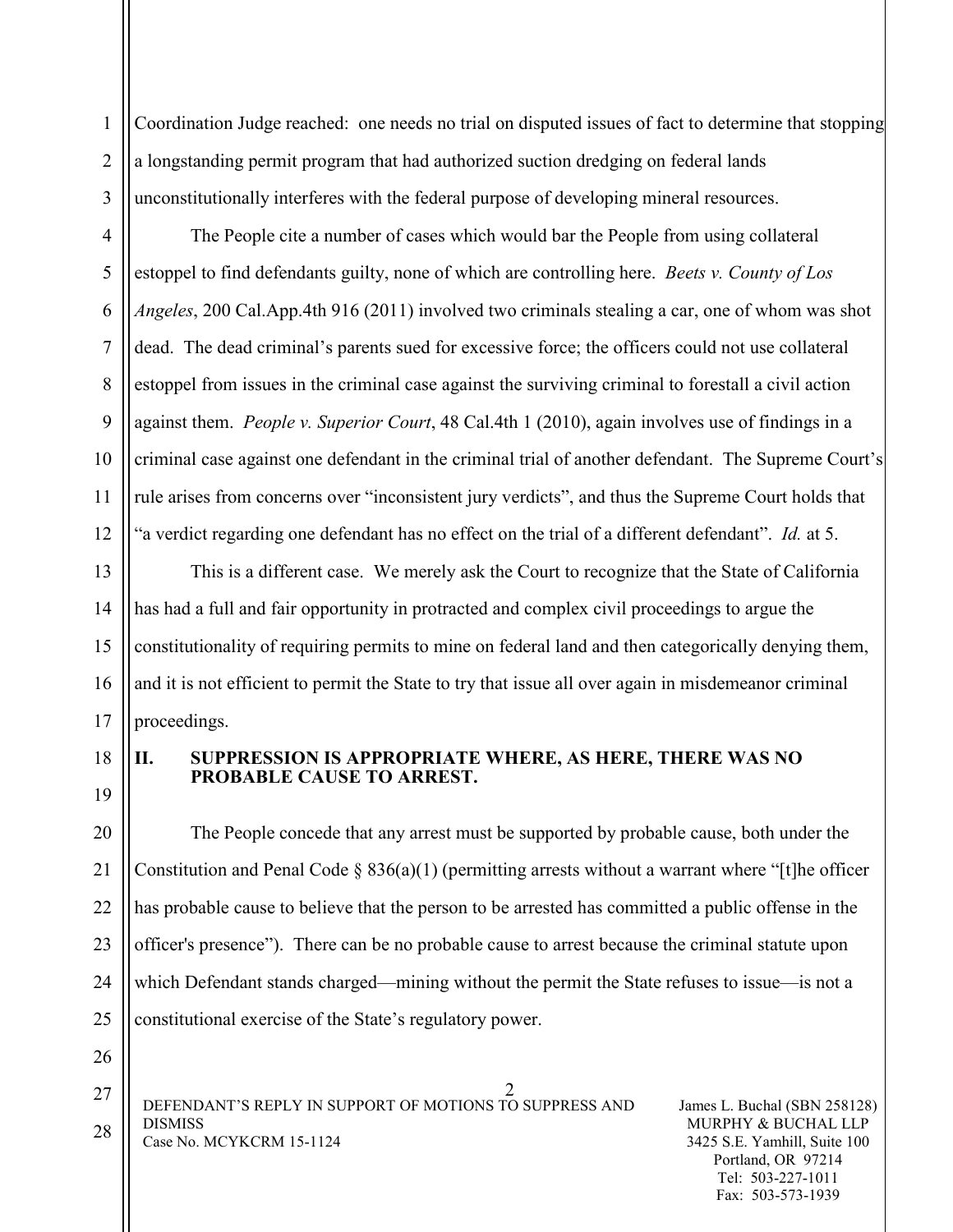Coordination Judge reached: one needs no trial on disputed issues of fact to determine that stopping a longstanding permit program that had authorized suction dredging on federal lands unconstitutionally interferes with the federal purpose of developing mineral resources.

The People cite a number of cases which would bar the People from using collateral estoppel to find defendants guilty, none of which are controlling here. *Beets v. County of Los Angeles*, 200 Cal.App.4th 916 (2011) involved two criminals stealing a car, one of whom was shot dead. The dead criminal's parents sued for excessive force; the officers could not use collateral estoppel from issues in the criminal case against the surviving criminal to forestall a civil action against them. *People v. Superior Court*, 48 Cal.4th 1 (2010), again involves use of findings in a criminal case against one defendant in the criminal trial of another defendant. The Supreme Court's rule arises from concerns over "inconsistent jury verdicts", and thus the Supreme Court holds that "a verdict regarding one defendant has no effect on the trial of a different defendant". *Id.* at 5.

This is a different case. We merely ask the Court to recognize that the State of California has had a full and fair opportunity in protracted and complex civil proceedings to argue the constitutionality of requiring permits to mine on federal land and then categorically denying them, and it is not efficient to permit the State to try that issue all over again in misdemeanor criminal proceedings.

## II. SUPPRESSION IS APPROPRIATE WHERE, AS HERE, THERE WAS NO PROBABLE CAUSE TO ARREST.

The People concede that any arrest must be supported by probable cause, both under the Constitution and Penal Code § 836(a)(1) (permitting arrests without a warrant where "[t]he officer has probable cause to believe that the person to be arrested has committed a public offense in the officer's presence"). There can be no probable cause to arrest because the criminal statute upon which Defendant stands charged—mining without the permit the State refuses to issue—is not a constitutional exercise of the State's regulatory power.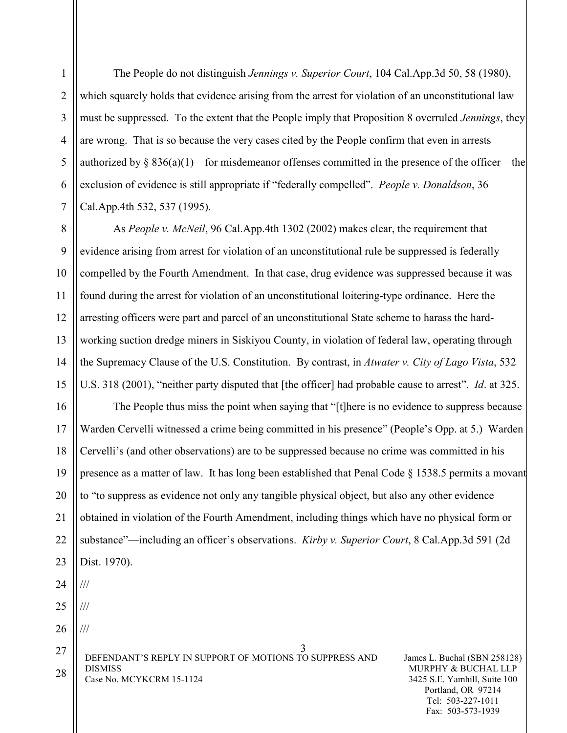The People do not distinguish *Jennings v. Superior Court*, 104 Cal.App.3d 50, 58 (1980), which squarely holds that evidence arising from the arrest for violation of an unconstitutional law must be suppressed. To the extent that the People imply that Proposition 8 overruled *Jennings*, they are wrong. That is so because the very cases cited by the People confirm that even in arrests authorized by § 836(a)(1)—for misdemeanor offenses committed in the presence of the officer—the exclusion of evidence is still appropriate if "federally compelled". *People v. Donaldson*, 36 Cal.App.4th 532, 537 (1995).

As *People v. McNeil*, 96 Cal.App.4th 1302 (2002) makes clear, the requirement that evidence arising from arrest for violation of an unconstitutional rule be suppressed is federally compelled by the Fourth Amendment. In that case, drug evidence was suppressed because it was found during the arrest for violation of an unconstitutional loitering-type ordinance. Here the arresting officers were part and parcel of an unconstitutional State scheme to harass the hard-working suction dredge miners in Siskiyou County, in violation of federal law, operating through the Supremacy Clause of the U.S. Constitution. By contrast, in *Atwater v. City of Lago Vista*, 532 U.S. 318 (2001), "neither party disputed that [the officer] had probable cause to arrest". *Id*. at 325.

The People thus miss the point when saying that "[t]here is no evidence to suppress because Warden Cervelli witnessed a crime being committed in his presence" (People's Opp. at 5.) Warden Cervelli's (and other observations) are to be suppressed because no crime was committed in his presence as a matter of law. It has long been established that Penal Code § 1538.5 permits a movant to "to suppress as evidence not only any tangible physical object, but also any other evidence obtained in violation of the Fourth Amendment, including things which have no physical form or substance"—including an officer's observations. *Kirby v. Superior Court*, 8 Cal.App.3d 591 (2d Dist. 1970).

///

///

///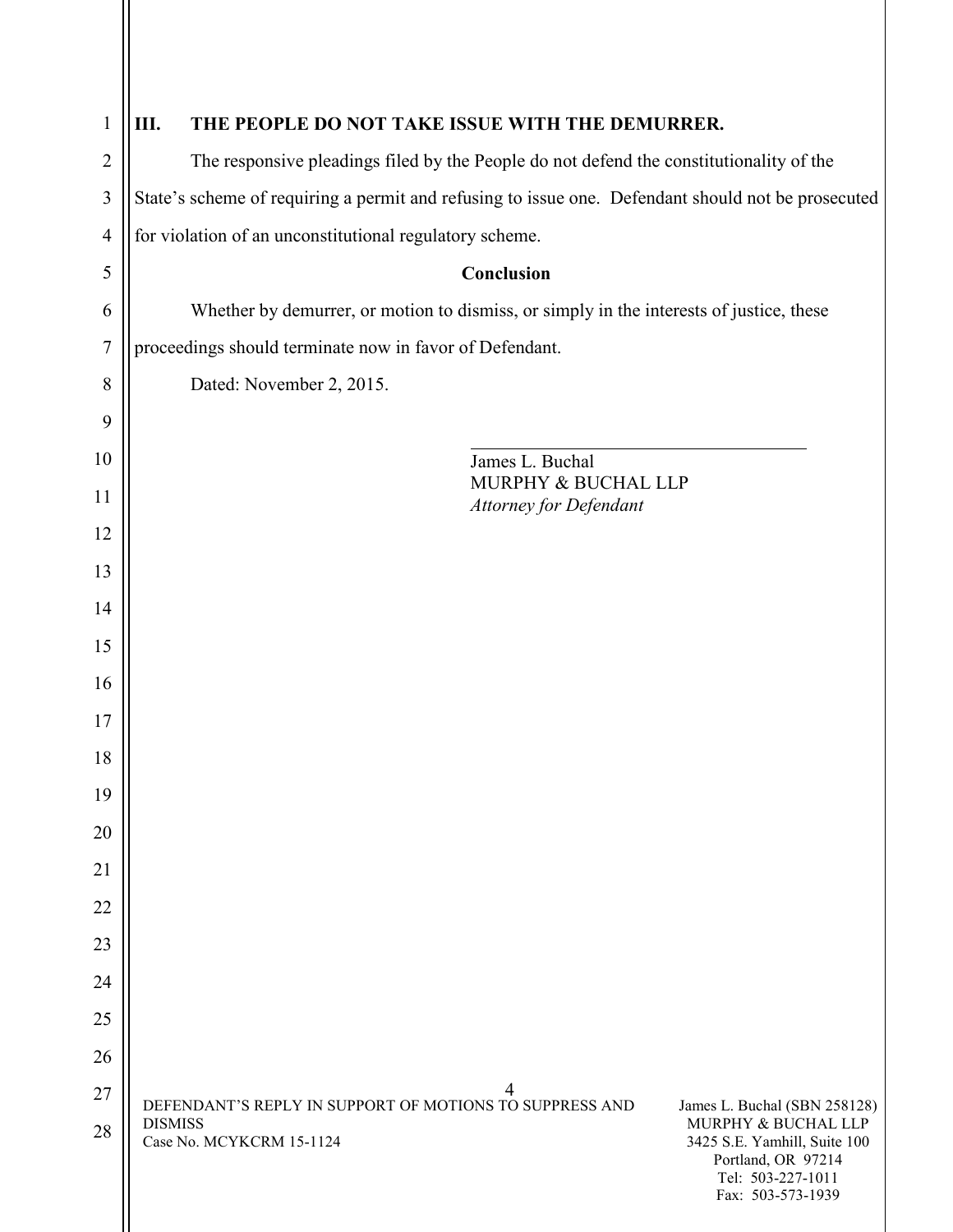## III. THE PEOPLE DO NOT TAKE ISSUE WITH THE DEMURRER.

The responsive pleadings filed by the People do not defend the constitutionality of the State's scheme of requiring a permit and refusing to issue one. Defendant should not be prosecuted for violation of an unconstitutional regulatory scheme.

**Conclusion**

Whether by demurrer, or motion to dismiss, or simply in the interests of justice, these proceedings should terminate now in favor of Defendant.

Dated: November 2, 2015.

James L. Buchal
MURPHY & BUCHAL LLP
*Attorney for Defendant*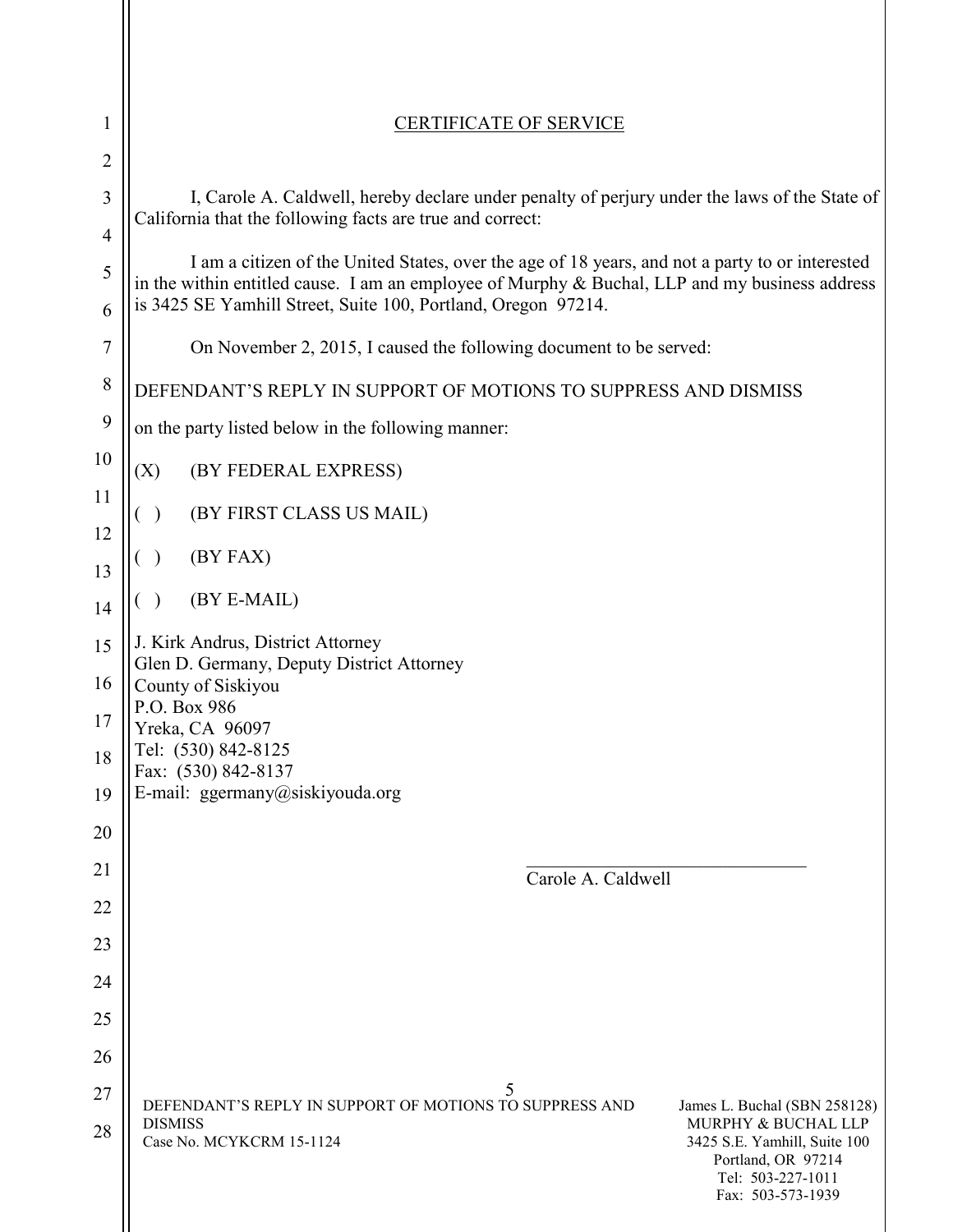## CERTIFICATE OF SERVICE

I, Carole A. Caldwell, hereby declare under penalty of perjury under the laws of the State of California that the following facts are true and correct:

I am a citizen of the United States, over the age of 18 years, and not a party to or interested in the within entitled cause. I am an employee of Murphy & Buchal, LLP and my business address is 3425 SE Yamhill Street, Suite 100, Portland, Oregon 97214.

On November 2, 2015, I caused the following document to be served:

DEFENDANT'S REPLY IN SUPPORT OF MOTIONS TO SUPPRESS AND DISMISS

on the party listed below in the following manner:

(X) (BY FEDERAL EXPRESS)

( ) (BY FIRST CLASS US MAIL)

( ) (BY FAX)

( ) (BY E-MAIL)

J. Kirk Andrus, District Attorney
Glen D. Germany, Deputy District Attorney
County of Siskiyou
P.O. Box 986
Yreka, CA 96097
Tel: (530) 842-8125
Fax: (530) 842-8137
E-mail: ggermany@siskiyouda.org

_______________________________
Carole A. Caldwell